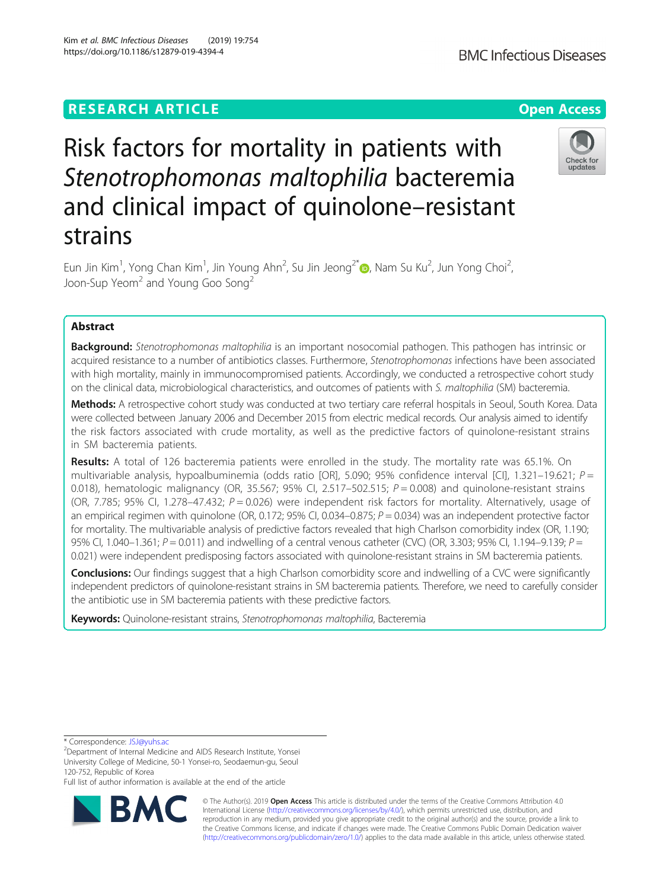RESEARCH ARTICLE

Open Access

# Risk factors for mortality in patients with *Stenotrophomonas maltophilia* bacteremia and clinical impact of quinolone–resistant strains

Eun Jin Kim[1], Yong Chan Kim[1], Jin Young Ahn[2], Su Jin Jeong[2*], Nam Su Ku[2], Jun Yong Choi[2], Joon-Sup Yeom[2] and Young Goo Song[2]

## Abstract

**Background:** *Stenotrophomonas maltophilia* is an important nosocomial pathogen. This pathogen has intrinsic or acquired resistance to a number of antibiotics classes. Furthermore, *Stenotrophomonas* infections have been associated with high mortality, mainly in immunocompromised patients. Accordingly, we conducted a retrospective cohort study on the clinical data, microbiological characteristics, and outcomes of patients with *S. maltophilia* (SM) bacteremia.

**Methods:** A retrospective cohort study was conducted at two tertiary care referral hospitals in Seoul, South Korea. Data were collected between January 2006 and December 2015 from electric medical records. Our analysis aimed to identify the risk factors associated with crude mortality, as well as the predictive factors of quinolone-resistant strains in SM bacteremia patients.

**Results:** A total of 126 bacteremia patients were enrolled in the study. The mortality rate was 65.1%. On multivariable analysis, hypoalbuminemia (odds ratio [OR], 5.090; 95% confidence interval [CI], 1.321–19.621; $P = 0.018$), hematologic malignancy (OR, 35.567; 95% CI, 2.517–502.515; $P = 0.008$) and quinolone-resistant strains (OR, 7.785; 95% CI, 1.278–47.432; $P = 0.026$) were independent risk factors for mortality. Alternatively, usage of an empirical regimen with quinolone (OR, 0.172; 95% CI, 0.034–0.875; $P = 0.034$) was an independent protective factor for mortality. The multivariable analysis of predictive factors revealed that high Charlson comorbidity index (OR, 1.190; 95% CI, 1.040–1.361; $P = 0.011$) and indwelling of a central venous catheter (CVC) (OR, 3.303; 95% CI, 1.194–9.139; $P = 0.021$) were independent predisposing factors associated with quinolone-resistant strains in SM bacteremia patients.

**Conclusions:** Our findings suggest that a high Charlson comorbidity score and indwelling of a CVC were significantly independent predictors of quinolone-resistant strains in SM bacteremia patients. Therefore, we need to carefully consider the antibiotic use in SM bacteremia patients with these predictive factors.

**Keywords:** Quinolone-resistant strains, *Stenotrophomonas maltophilia*, Bacteremia

\* Correspondence: JSJ@yuhs.ac

[2]Department of Internal Medicine and AIDS Research Institute, Yonsei University College of Medicine, 50-1 Yonsei-ro, Seodaemun-gu, Seoul 120-752, Republic of Korea

Full list of author information is available at the end of the article

© The Author(s). 2019 **Open Access** This article is distributed under the terms of the Creative Commons Attribution 4.0 International License (http://creativecommons.org/licenses/by/4.0/), which permits unrestricted use, distribution, and reproduction in any medium, provided you give appropriate credit to the original author(s) and the source, provide a link to the Creative Commons license, and indicate if changes were made. The Creative Commons Public Domain Dedication waiver (http://creativecommons.org/publicdomain/zero/1.0/) applies to the data made available in this article, unless otherwise stated.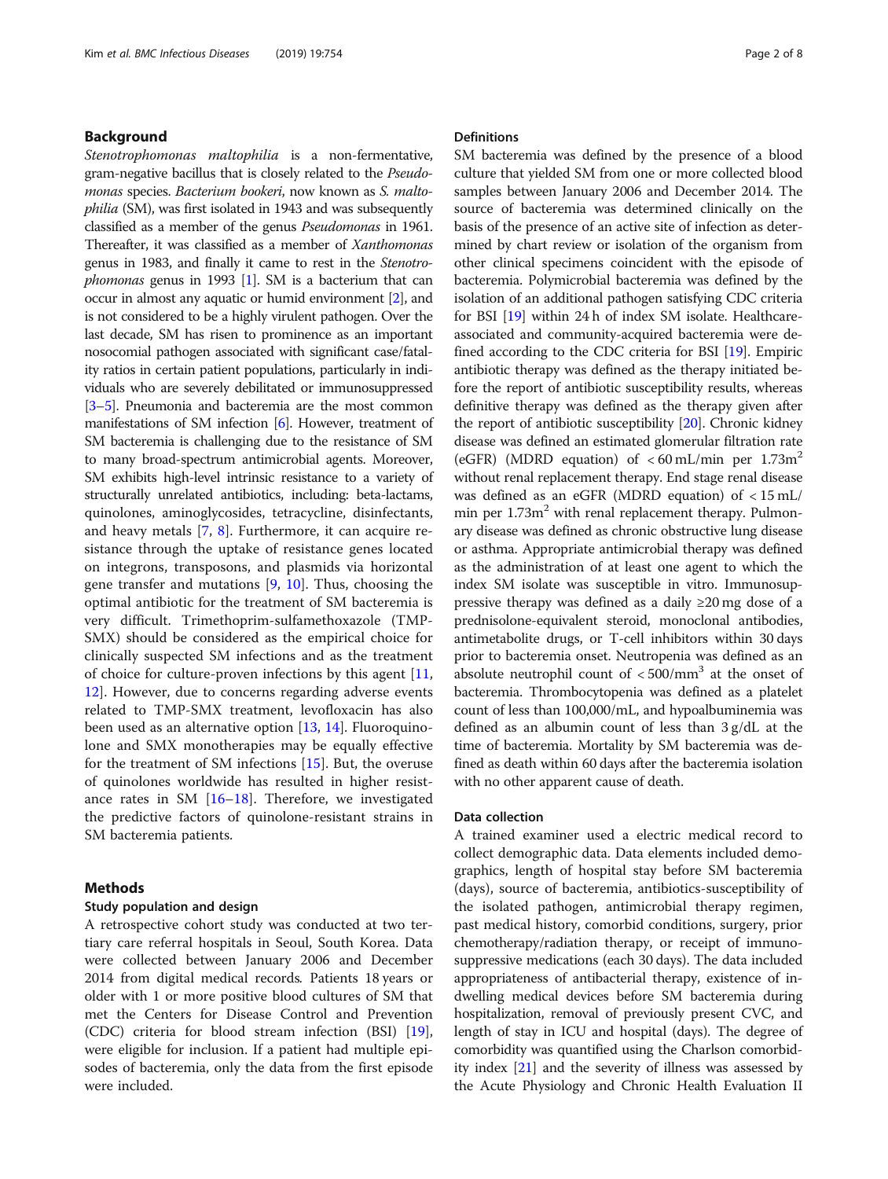## Background

*Stenotrophomonas maltophilia* is a non-fermentative, gram-negative bacillus that is closely related to the *Pseudomonas* species. *Bacterium bookeri*, now known as *S. maltophilia* (SM), was first isolated in 1943 and was subsequently classified as a member of the genus *Pseudomonas* in 1961. Thereafter, it was classified as a member of *Xanthomonas* genus in 1983, and finally it came to rest in the *Stenotrophomonas* genus in 1993 [1]. SM is a bacterium that can occur in almost any aquatic or humid environment [2], and is not considered to be a highly virulent pathogen. Over the last decade, SM has risen to prominence as an important nosocomial pathogen associated with significant case/fatality ratios in certain patient populations, particularly in individuals who are severely debilitated or immunosuppressed [3–5]. Pneumonia and bacteremia are the most common manifestations of SM infection [6]. However, treatment of SM bacteremia is challenging due to the resistance of SM to many broad-spectrum antimicrobial agents. Moreover, SM exhibits high-level intrinsic resistance to a variety of structurally unrelated antibiotics, including: beta-lactams, quinolones, aminoglycosides, tetracycline, disinfectants, and heavy metals [7, 8]. Furthermore, it can acquire resistance through the uptake of resistance genes located on integrons, transposons, and plasmids via horizontal gene transfer and mutations [9, 10]. Thus, choosing the optimal antibiotic for the treatment of SM bacteremia is very difficult. Trimethoprim-sulfamethoxazole (TMP-SMX) should be considered as the empirical choice for clinically suspected SM infections and as the treatment of choice for culture-proven infections by this agent [11, 12]. However, due to concerns regarding adverse events related to TMP-SMX treatment, levofloxacin has also been used as an alternative option [13, 14]. Fluoroquinolone and SMX monotherapies may be equally effective for the treatment of SM infections [15]. But, the overuse of quinolones worldwide has resulted in higher resistance rates in SM [16–18]. Therefore, we investigated the predictive factors of quinolone-resistant strains in SM bacteremia patients.

## Methods

### Study population and design

A retrospective cohort study was conducted at two tertiary care referral hospitals in Seoul, South Korea. Data were collected between January 2006 and December 2014 from digital medical records. Patients 18 years or older with 1 or more positive blood cultures of SM that met the Centers for Disease Control and Prevention (CDC) criteria for blood stream infection (BSI) [19], were eligible for inclusion. If a patient had multiple episodes of bacteremia, only the data from the first episode were included.

### Definitions

SM bacteremia was defined by the presence of a blood culture that yielded SM from one or more collected blood samples between January 2006 and December 2014. The source of bacteremia was determined clinically on the basis of the presence of an active site of infection as determined by chart review or isolation of the organism from other clinical specimens coincident with the episode of bacteremia. Polymicrobial bacteremia was defined by the isolation of an additional pathogen satisfying CDC criteria for BSI [19] within 24 h of index SM isolate. Healthcare-associated and community-acquired bacteremia were defined according to the CDC criteria for BSI [19]. Empiric antibiotic therapy was defined as the therapy initiated before the report of antibiotic susceptibility results, whereas definitive therapy was defined as the therapy given after the report of antibiotic susceptibility [20]. Chronic kidney disease was defined an estimated glomerular filtration rate (eGFR) (MDRD equation) of < 60 mL/min per $1.73m^2$ without renal replacement therapy. End stage renal disease was defined as an eGFR (MDRD equation) of < 15 mL/min per $1.73m^2$ with renal replacement therapy. Pulmonary disease was defined as chronic obstructive lung disease or asthma. Appropriate antimicrobial therapy was defined as the administration of at least one agent to which the index SM isolate was susceptible in vitro. Immunosuppressive therapy was defined as a daily ≥20 mg dose of a prednisolone-equivalent steroid, monoclonal antibodies, antimetabolite drugs, or T-cell inhibitors within 30 days prior to bacteremia onset. Neutropenia was defined as an absolute neutrophil count of < 500/$mm^3$ at the onset of bacteremia. Thrombocytopenia was defined as a platelet count of less than 100,000/mL, and hypoalbuminemia was defined as an albumin count of less than 3 g/dL at the time of bacteremia. Mortality by SM bacteremia was defined as death within 60 days after the bacteremia isolation with no other apparent cause of death.

### Data collection

A trained examiner used a electric medical record to collect demographic data. Data elements included demographics, length of hospital stay before SM bacteremia (days), source of bacteremia, antibiotics-susceptibility of the isolated pathogen, antimicrobial therapy regimen, past medical history, comorbid conditions, surgery, prior chemotherapy/radiation therapy, or receipt of immunosuppressive medications (each 30 days). The data included appropriateness of antibacterial therapy, existence of indwelling medical devices before SM bacteremia during hospitalization, removal of previously present CVC, and length of stay in ICU and hospital (days). The degree of comorbidity was quantified using the Charlson comorbidity index [21] and the severity of illness was assessed by the Acute Physiology and Chronic Health Evaluation II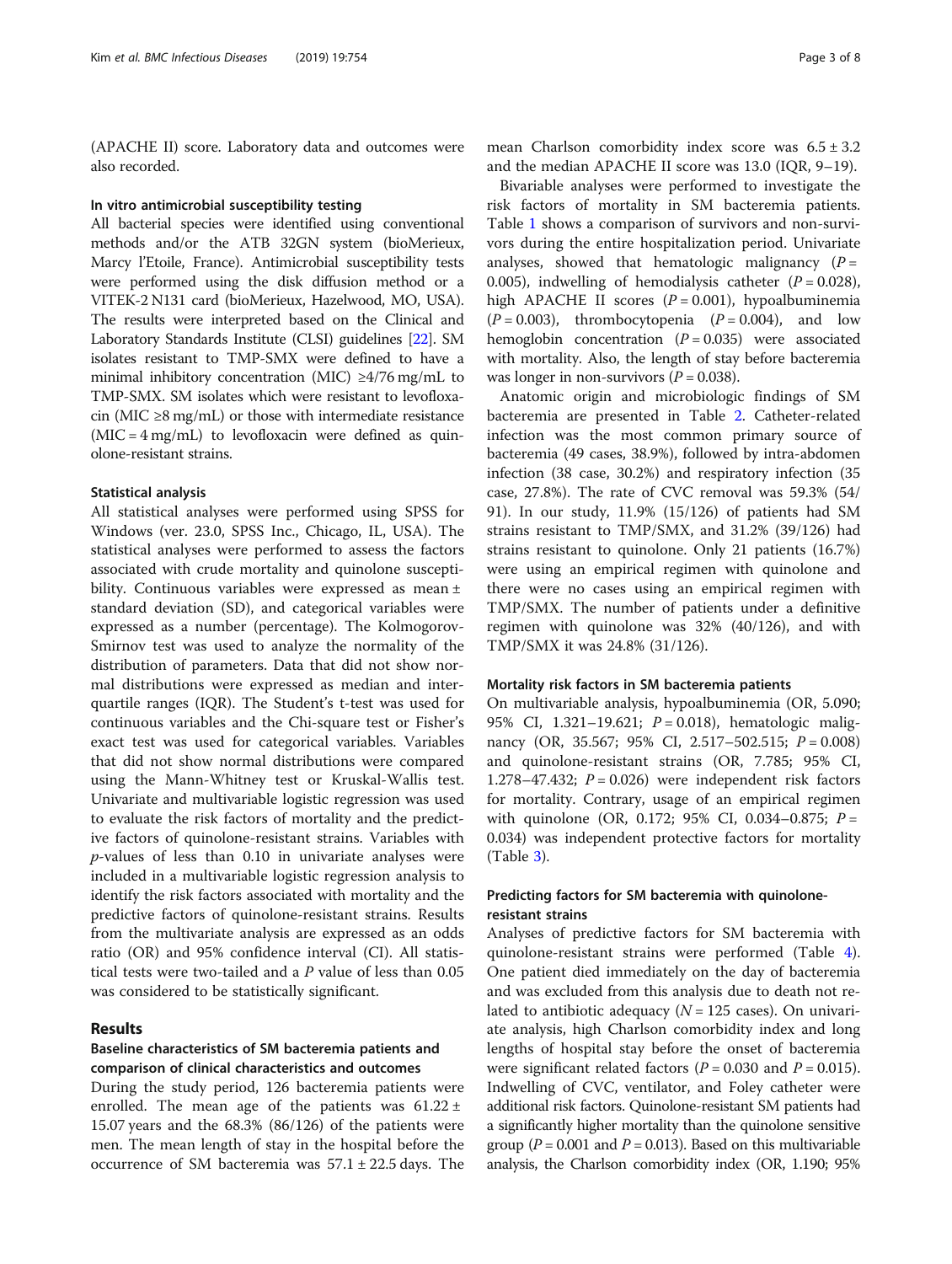(APACHE II) score. Laboratory data and outcomes were also recorded.

### In vitro antimicrobial susceptibility testing

All bacterial species were identified using conventional methods and/or the ATB 32GN system (bioMerieux, Marcy l'Etoile, France). Antimicrobial susceptibility tests were performed using the disk diffusion method or a VITEK-2 N131 card (bioMerieux, Hazelwood, MO, USA). The results were interpreted based on the Clinical and Laboratory Standards Institute (CLSI) guidelines [22]. SM isolates resistant to TMP-SMX were defined to have a minimal inhibitory concentration (MIC) ≥4/76 mg/mL to TMP-SMX. SM isolates which were resistant to levofloxacin (MIC ≥8 mg/mL) or those with intermediate resistance (MIC = 4 mg/mL) to levofloxacin were defined as quinolone-resistant strains.

### Statistical analysis

All statistical analyses were performed using SPSS for Windows (ver. 23.0, SPSS Inc., Chicago, IL, USA). The statistical analyses were performed to assess the factors associated with crude mortality and quinolone susceptibility. Continuous variables were expressed as mean ± standard deviation (SD), and categorical variables were expressed as a number (percentage). The Kolmogorov-Smirnov test was used to analyze the normality of the distribution of parameters. Data that did not show normal distributions were expressed as median and interquartile ranges (IQR). The Student's t-test was used for continuous variables and the Chi-square test or Fisher's exact test was used for categorical variables. Variables that did not show normal distributions were compared using the Mann-Whitney test or Kruskal-Wallis test. Univariate and multivariable logistic regression was used to evaluate the risk factors of mortality and the predictive factors of quinolone-resistant strains. Variables with *p*-values of less than 0.10 in univariate analyses were included in a multivariable logistic regression analysis to identify the risk factors associated with mortality and the predictive factors of quinolone-resistant strains. Results from the multivariate analysis are expressed as an odds ratio (OR) and 95% confidence interval (CI). All statistical tests were two-tailed and a *P* value of less than 0.05 was considered to be statistically significant.

## Results

### Baseline characteristics of SM bacteremia patients and comparison of clinical characteristics and outcomes

During the study period, 126 bacteremia patients were enrolled. The mean age of the patients was 61.22 ± 15.07 years and the 68.3% (86/126) of the patients were men. The mean length of stay in the hospital before the occurrence of SM bacteremia was 57.1 ± 22.5 days. The mean Charlson comorbidity index score was 6.5 ± 3.2 and the median APACHE II score was 13.0 (IQR, 9–19).

Bivariable analyses were performed to investigate the risk factors of mortality in SM bacteremia patients. Table 1 shows a comparison of survivors and non-survivors during the entire hospitalization period. Univariate analyses, showed that hematologic malignancy ($P$ = 0.005), indwelling of hemodialysis catheter ($P$ = 0.028), high APACHE II scores ($P$ = 0.001), hypoalbuminemia ($P$ = 0.003), thrombocytopenia ($P$ = 0.004), and low hemoglobin concentration ($P$ = 0.035) were associated with mortality. Also, the length of stay before bacteremia was longer in non-survivors ($P$ = 0.038).

Anatomic origin and microbiologic findings of SM bacteremia are presented in Table 2. Catheter-related infection was the most common primary source of bacteremia (49 cases, 38.9%), followed by intra-abdomen infection (38 case, 30.2%) and respiratory infection (35 case, 27.8%). The rate of CVC removal was 59.3% (54/91). In our study, 11.9% (15/126) of patients had SM strains resistant to TMP/SMX, and 31.2% (39/126) had strains resistant to quinolone. Only 21 patients (16.7%) were using an empirical regimen with quinolone and there were no cases using an empirical regimen with TMP/SMX. The number of patients under a definitive regimen with quinolone was 32% (40/126), and with TMP/SMX it was 24.8% (31/126).

### Mortality risk factors in SM bacteremia patients

On multivariable analysis, hypoalbuminemia (OR, 5.090; 95% CI, 1.321–19.621; $P$ = 0.018), hematologic malignancy (OR, 35.567; 95% CI, 2.517–502.515; $P$ = 0.008) and quinolone-resistant strains (OR, 7.785; 95% CI, 1.278–47.432; $P$ = 0.026) were independent risk factors for mortality. Contrary, usage of an empirical regimen with quinolone (OR, 0.172; 95% CI, 0.034–0.875; $P$ = 0.034) was independent protective factors for mortality (Table 3).

### Predicting factors for SM bacteremia with quinolone-resistant strains

Analyses of predictive factors for SM bacteremia with quinolone-resistant strains were performed (Table 4). One patient died immediately on the day of bacteremia and was excluded from this analysis due to death not related to antibiotic adequacy ($N$ = 125 cases). On univariate analysis, high Charlson comorbidity index and long lengths of hospital stay before the onset of bacteremia were significant related factors ($P$ = 0.030 and $P$ = 0.015). Indwelling of CVC, ventilator, and Foley catheter were additional risk factors. Quinolone-resistant SM patients had a significantly higher mortality than the quinolone sensitive group ($P$ = 0.001 and $P$ = 0.013). Based on this multivariable analysis, the Charlson comorbidity index (OR, 1.190; 95%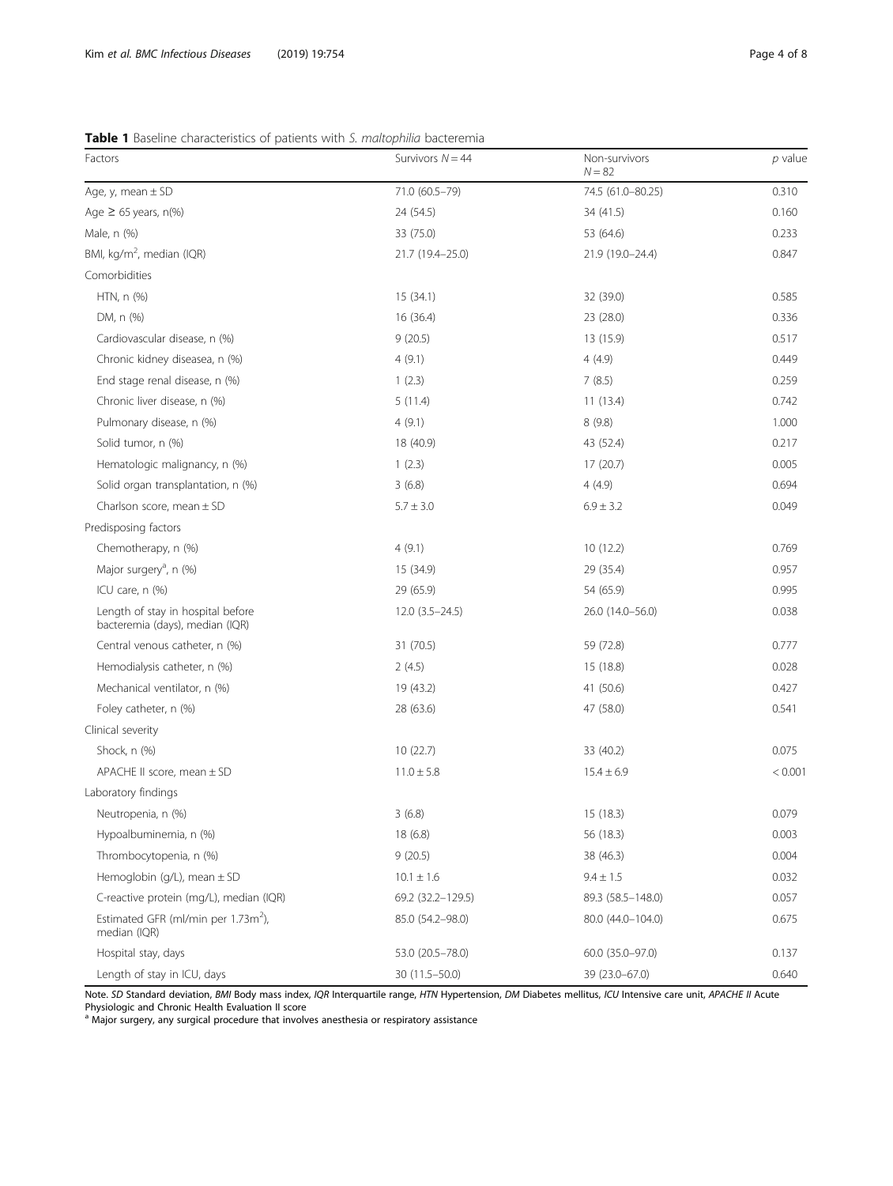**Table 1** Baseline characteristics of patients with *S. maltophilia* bacteremia

| Factors | Survivors $N = 44$ | Non-survivors $N = 82$ | *p* value |
| --- | --- | --- | --- |
| Age, y, mean ± SD | 71.0 (60.5–79) | 74.5 (61.0–80.25) | 0.310 |
| Age ≥ 65 years, n(%) | 24 (54.5) | 34 (41.5) | 0.160 |
| Male, n (%) | 33 (75.0) | 53 (64.6) | 0.233 |
| BMI, kg/m$^2$, median (IQR) | 21.7 (19.4–25.0) | 21.9 (19.0–24.4) | 0.847 |
| Comorbidities | | | |
| HTN, n (%) | 15 (34.1) | 32 (39.0) | 0.585 |
| DM, n (%) | 16 (36.4) | 23 (28.0) | 0.336 |
| Cardiovascular disease, n (%) | 9 (20.5) | 13 (15.9) | 0.517 |
| Chronic kidney diseasea, n (%) | 4 (9.1) | 4 (4.9) | 0.449 |
| End stage renal disease, n (%) | 1 (2.3) | 7 (8.5) | 0.259 |
| Chronic liver disease, n (%) | 5 (11.4) | 11 (13.4) | 0.742 |
| Pulmonary disease, n (%) | 4 (9.1) | 8 (9.8) | 1.000 |
| Solid tumor, n (%) | 18 (40.9) | 43 (52.4) | 0.217 |
| Hematologic malignancy, n (%) | 1 (2.3) | 17 (20.7) | 0.005 |
| Solid organ transplantation, n (%) | 3 (6.8) | 4 (4.9) | 0.694 |
| Charlson score, mean ± SD | 5.7 ± 3.0 | 6.9 ± 3.2 | 0.049 |
| Predisposing factors | | | |
| Chemotherapy, n (%) | 4 (9.1) | 10 (12.2) | 0.769 |
| Major surgery[a], n (%) | 15 (34.9) | 29 (35.4) | 0.957 |
| ICU care, n (%) | 29 (65.9) | 54 (65.9) | 0.995 |
| Length of stay in hospital before bacteremia (days), median (IQR) | 12.0 (3.5–24.5) | 26.0 (14.0–56.0) | 0.038 |
| Central venous catheter, n (%) | 31 (70.5) | 59 (72.8) | 0.777 |
| Hemodialysis catheter, n (%) | 2 (4.5) | 15 (18.8) | 0.028 |
| Mechanical ventilator, n (%) | 19 (43.2) | 41 (50.6) | 0.427 |
| Foley catheter, n (%) | 28 (63.6) | 47 (58.0) | 0.541 |
| Clinical severity | | | |
| Shock, n (%) | 10 (22.7) | 33 (40.2) | 0.075 |
| APACHE II score, mean ± SD | 11.0 ± 5.8 | 15.4 ± 6.9 | < 0.001 |
| Laboratory findings | | | |
| Neutropenia, n (%) | 3 (6.8) | 15 (18.3) | 0.079 |
| Hypoalbuminemia, n (%) | 18 (6.8) | 56 (18.3) | 0.003 |
| Thrombocytopenia, n (%) | 9 (20.5) | 38 (46.3) | 0.004 |
| Hemoglobin (g/L), mean ± SD | 10.1 ± 1.6 | 9.4 ± 1.5 | 0.032 |
| C-reactive protein (mg/L), median (IQR) | 69.2 (32.2–129.5) | 89.3 (58.5–148.0) | 0.057 |
| Estimated GFR (ml/min per 1.73m$^2$), median (IQR) | 85.0 (54.2–98.0) | 80.0 (44.0–104.0) | 0.675 |
| Hospital stay, days | 53.0 (20.5–78.0) | 60.0 (35.0–97.0) | 0.137 |
| Length of stay in ICU, days | 30 (11.5–50.0) | 39 (23.0–67.0) | 0.640 |

Note. *SD* Standard deviation, *BMI* Body mass index, *IQR* Interquartile range, *HTN* Hypertension, *DM* Diabetes mellitus, *ICU* Intensive care unit, *APACHE II* Acute Physiologic and Chronic Health Evaluation II score

[a] Major surgery, any surgical procedure that involves anesthesia or respiratory assistance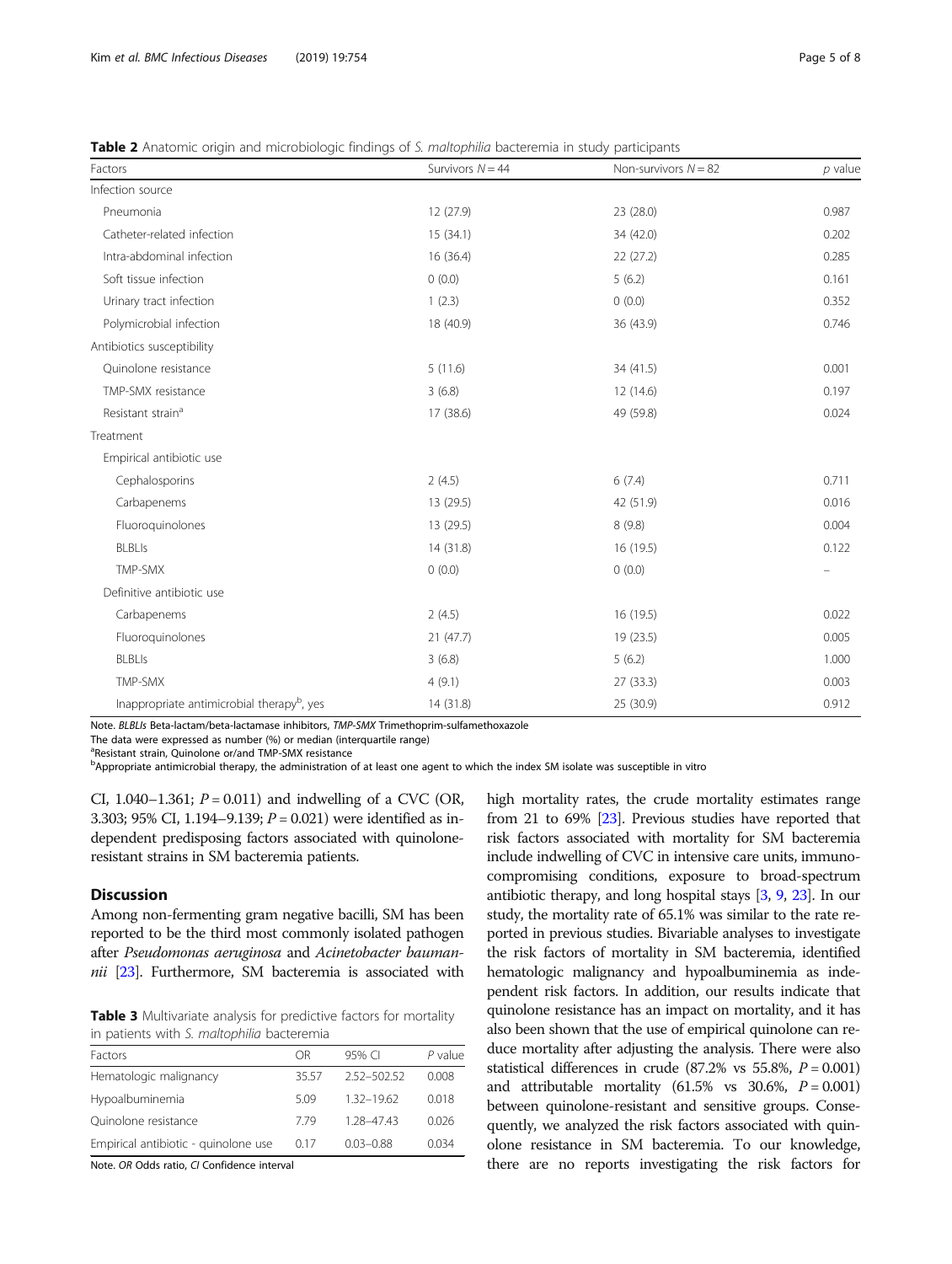**Table 2** Anatomic origin and microbiologic findings of *S. maltophilia* bacteremia in study participants

| Factors | Survivors $N = 44$ | Non-survivors $N = 82$ | *p* value |
|---|---|---|---|
| Infection source | | | |
| Pneumonia | 12 (27.9) | 23 (28.0) | 0.987 |
| Catheter-related infection | 15 (34.1) | 34 (42.0) | 0.202 |
| Intra-abdominal infection | 16 (36.4) | 22 (27.2) | 0.285 |
| Soft tissue infection | 0 (0.0) | 5 (6.2) | 0.161 |
| Urinary tract infection | 1 (2.3) | 0 (0.0) | 0.352 |
| Polymicrobial infection | 18 (40.9) | 36 (43.9) | 0.746 |
| Antibiotics susceptibility | | | |
| Quinolone resistance | 5 (11.6) | 34 (41.5) | 0.001 |
| TMP-SMX resistance | 3 (6.8) | 12 (14.6) | 0.197 |
| Resistant strain[a] | 17 (38.6) | 49 (59.8) | 0.024 |
| Treatment | | | |
| Empirical antibiotic use | | | |
| Cephalosporins | 2 (4.5) | 6 (7.4) | 0.711 |
| Carbapenems | 13 (29.5) | 42 (51.9) | 0.016 |
| Fluoroquinolones | 13 (29.5) | 8 (9.8) | 0.004 |
| BLBLIs | 14 (31.8) | 16 (19.5) | 0.122 |
| TMP-SMX | 0 (0.0) | 0 (0.0) | – |
| Definitive antibiotic use | | | |
| Carbapenems | 2 (4.5) | 16 (19.5) | 0.022 |
| Fluoroquinolones | 21 (47.7) | 19 (23.5) | 0.005 |
| BLBLIs | 3 (6.8) | 5 (6.2) | 1.000 |
| TMP-SMX | 4 (9.1) | 27 (33.3) | 0.003 |
| Inappropriate antimicrobial therapy[b], yes | 14 (31.8) | 25 (30.9) | 0.912 |

Note. *BLBLIs* Beta-lactam/beta-lactamase inhibitors, *TMP-SMX* Trimethoprim-sulfamethoxazole
The data were expressed as number (%) or median (interquartile range)
[a]Resistant strain, Quinolone or/and TMP-SMX resistance
[b]Appropriate antimicrobial therapy, the administration of at least one agent to which the index SM isolate was susceptible in vitro

CI, 1.040–1.361; $P = 0.011$) and indwelling of a CVC (OR, 3.303; 95% CI, 1.194–9.139; $P = 0.021$) were identified as independent predisposing factors associated with quinolone-resistant strains in SM bacteremia patients.

## Discussion

Among non-fermenting gram negative bacilli, SM has been reported to be the third most commonly isolated pathogen after *Pseudomonas aeruginosa* and *Acinetobacter baumannii* [23]. Furthermore, SM bacteremia is associated with high mortality rates, the crude mortality estimates range from 21 to 69% [23]. Previous studies have reported that risk factors associated with mortality for SM bacteremia include indwelling of CVC in intensive care units, immunocompromising conditions, exposure to broad-spectrum antibiotic therapy, and long hospital stays [3, 9, 23]. In our study, the mortality rate of 65.1% was similar to the rate reported in previous studies. Bivariable analyses to investigate the risk factors of mortality in SM bacteremia, identified hematologic malignancy and hypoalbuminemia as independent risk factors. In addition, our results indicate that quinolone resistance has an impact on mortality, and it has also been shown that the use of empirical quinolone can reduce mortality after adjusting the analysis. There were also statistical differences in crude (87.2% vs 55.8%, $P = 0.001$) and attributable mortality (61.5% vs 30.6%, $P = 0.001$) between quinolone-resistant and sensitive groups. Consequently, we analyzed the risk factors associated with quinolone resistance in SM bacteremia. To our knowledge, there are no reports investigating the risk factors for

**Table 3** Multivariate analysis for predictive factors for mortality in patients with *S. maltophilia* bacteremia

| Factors | OR | 95% CI | *P* value |
|---|---|---|---|
| Hematologic malignancy | 35.57 | 2.52–502.52 | 0.008 |
| Hypoalbuminemia | 5.09 | 1.32–19.62 | 0.018 |
| Quinolone resistance | 7.79 | 1.28–47.43 | 0.026 |
| Empirical antibiotic - quinolone use | 0.17 | 0.03–0.88 | 0.034 |

Note. *OR* Odds ratio, *CI* Confidence interval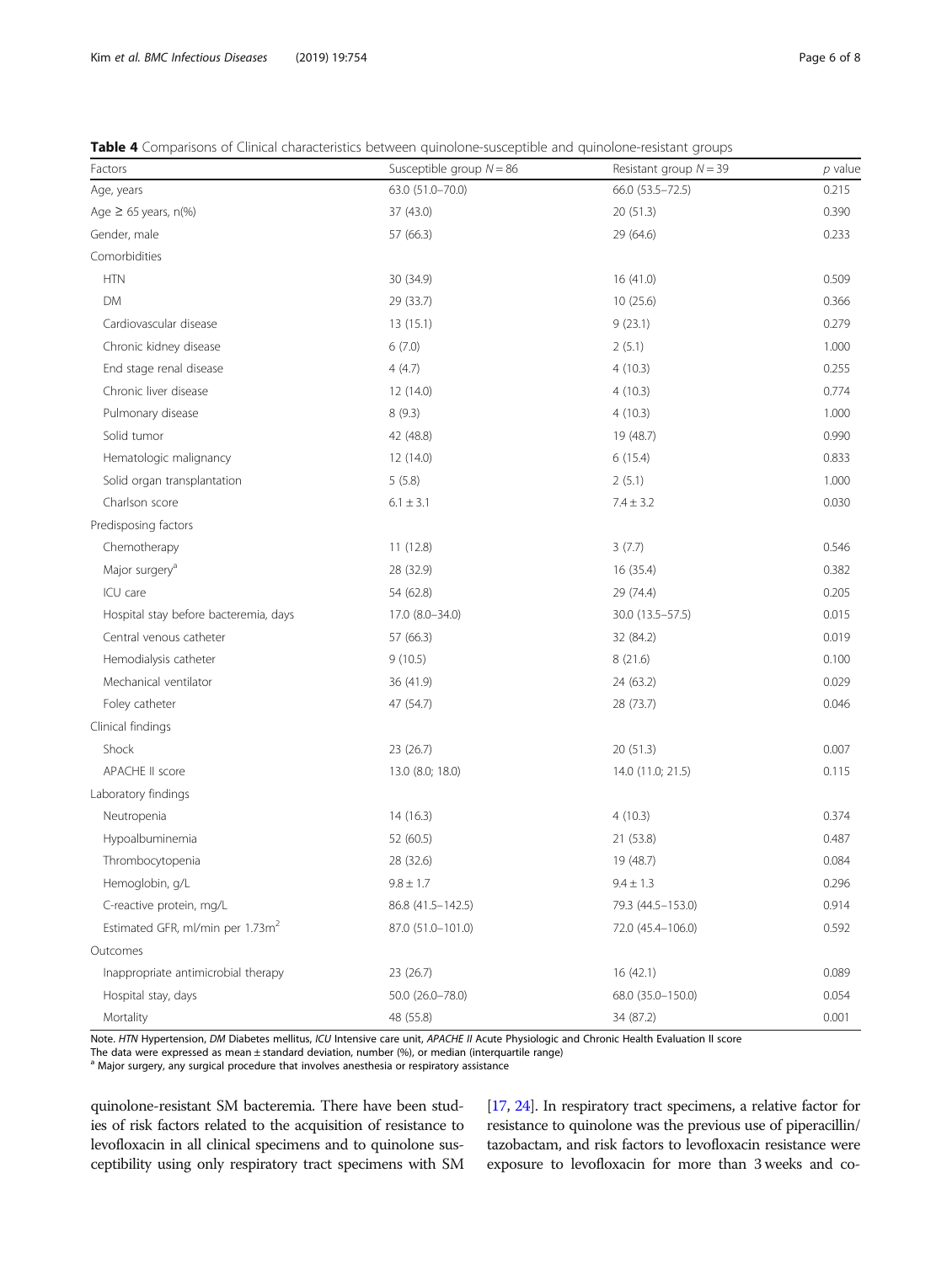**Table 4** Comparisons of Clinical characteristics between quinolone-susceptible and quinolone-resistant groups

| Factors | Susceptible group $N = 86$ | Resistant group $N = 39$ | $p$ value |
|---|---|---|---|
| Age, years | 63.0 (51.0–70.0) | 66.0 (53.5–72.5) | 0.215 |
| Age ≥ 65 years, n(%) | 37 (43.0) | 20 (51.3) | 0.390 |
| Gender, male | 57 (66.3) | 29 (64.6) | 0.233 |
| Comorbidities | | | |
| HTN | 30 (34.9) | 16 (41.0) | 0.509 |
| DM | 29 (33.7) | 10 (25.6) | 0.366 |
| Cardiovascular disease | 13 (15.1) | 9 (23.1) | 0.279 |
| Chronic kidney disease | 6 (7.0) | 2 (5.1) | 1.000 |
| End stage renal disease | 4 (4.7) | 4 (10.3) | 0.255 |
| Chronic liver disease | 12 (14.0) | 4 (10.3) | 0.774 |
| Pulmonary disease | 8 (9.3) | 4 (10.3) | 1.000 |
| Solid tumor | 42 (48.8) | 19 (48.7) | 0.990 |
| Hematologic malignancy | 12 (14.0) | 6 (15.4) | 0.833 |
| Solid organ transplantation | 5 (5.8) | 2 (5.1) | 1.000 |
| Charlson score | 6.1 ± 3.1 | 7.4 ± 3.2 | 0.030 |
| Predisposing factors | | | |
| Chemotherapy | 11 (12.8) | 3 (7.7) | 0.546 |
| Major surgery[a] | 28 (32.9) | 16 (35.4) | 0.382 |
| ICU care | 54 (62.8) | 29 (74.4) | 0.205 |
| Hospital stay before bacteremia, days | 17.0 (8.0–34.0) | 30.0 (13.5–57.5) | 0.015 |
| Central venous catheter | 57 (66.3) | 32 (84.2) | 0.019 |
| Hemodialysis catheter | 9 (10.5) | 8 (21.6) | 0.100 |
| Mechanical ventilator | 36 (41.9) | 24 (63.2) | 0.029 |
| Foley catheter | 47 (54.7) | 28 (73.7) | 0.046 |
| Clinical findings | | | |
| Shock | 23 (26.7) | 20 (51.3) | 0.007 |
| APACHE II score | 13.0 (8.0; 18.0) | 14.0 (11.0; 21.5) | 0.115 |
| Laboratory findings | | | |
| Neutropenia | 14 (16.3) | 4 (10.3) | 0.374 |
| Hypoalbuminemia | 52 (60.5) | 21 (53.8) | 0.487 |
| Thrombocytopenia | 28 (32.6) | 19 (48.7) | 0.084 |
| Hemoglobin, g/L | 9.8 ± 1.7 | 9.4 ± 1.3 | 0.296 |
| C-reactive protein, mg/L | 86.8 (41.5–142.5) | 79.3 (44.5–153.0) | 0.914 |
| Estimated GFR, ml/min per 1.73m$^2$ | 87.0 (51.0–101.0) | 72.0 (45.4–106.0) | 0.592 |
| Outcomes | | | |
| Inappropriate antimicrobial therapy | 23 (26.7) | 16 (42.1) | 0.089 |
| Hospital stay, days | 50.0 (26.0–78.0) | 68.0 (35.0–150.0) | 0.054 |
| Mortality | 48 (55.8) | 34 (87.2) | 0.001 |

Note. *HTN* Hypertension, *DM* Diabetes mellitus, *ICU* Intensive care unit, *APACHE II* Acute Physiologic and Chronic Health Evaluation II score
The data were expressed as mean ± standard deviation, number (%), or median (interquartile range)
[a] Major surgery, any surgical procedure that involves anesthesia or respiratory assistance

quinolone-resistant SM bacteremia. There have been studies of risk factors related to the acquisition of resistance to levofloxacin in all clinical specimens and to quinolone susceptibility using only respiratory tract specimens with SM [17, 24]. In respiratory tract specimens, a relative factor for resistance to quinolone was the previous use of piperacillin/tazobactam, and risk factors to levofloxacin resistance were exposure to levofloxacin for more than 3 weeks and co-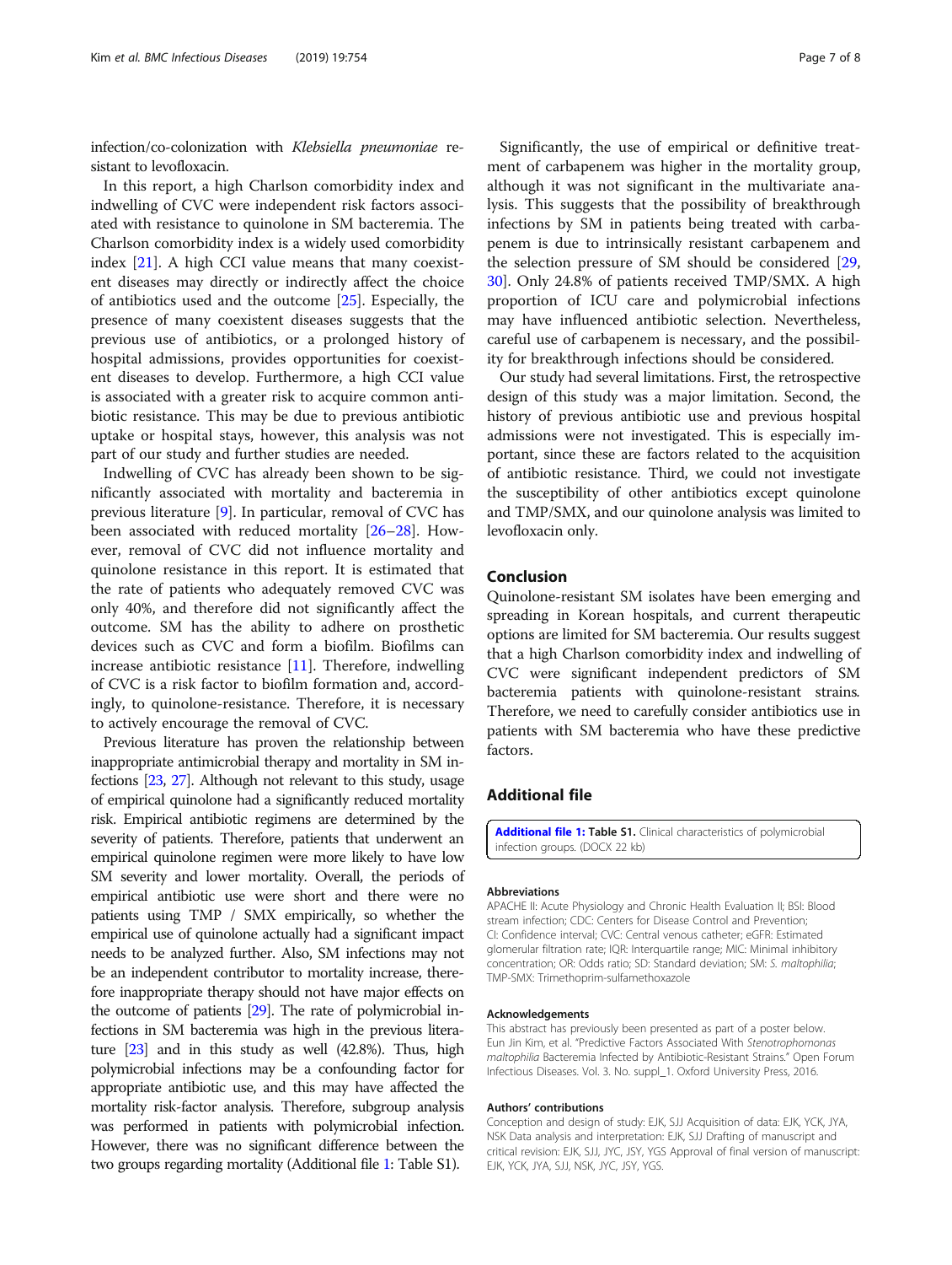infection/co-colonization with *Klebsiella pneumoniae* resistant to levofloxacin.

In this report, a high Charlson comorbidity index and indwelling of CVC were independent risk factors associated with resistance to quinolone in SM bacteremia. The Charlson comorbidity index is a widely used comorbidity index [21]. A high CCI value means that many coexistent diseases may directly or indirectly affect the choice of antibiotics used and the outcome [25]. Especially, the presence of many coexistent diseases suggests that the previous use of antibiotics, or a prolonged history of hospital admissions, provides opportunities for coexistent diseases to develop. Furthermore, a high CCI value is associated with a greater risk to acquire common antibiotic resistance. This may be due to previous antibiotic uptake or hospital stays, however, this analysis was not part of our study and further studies are needed.

Indwelling of CVC has already been shown to be significantly associated with mortality and bacteremia in previous literature [9]. In particular, removal of CVC has been associated with reduced mortality [26–28]. However, removal of CVC did not influence mortality and quinolone resistance in this report. It is estimated that the rate of patients who adequately removed CVC was only 40%, and therefore did not significantly affect the outcome. SM has the ability to adhere on prosthetic devices such as CVC and form a biofilm. Biofilms can increase antibiotic resistance [11]. Therefore, indwelling of CVC is a risk factor to biofilm formation and, accordingly, to quinolone-resistance. Therefore, it is necessary to actively encourage the removal of CVC.

Previous literature has proven the relationship between inappropriate antimicrobial therapy and mortality in SM infections [23, 27]. Although not relevant to this study, usage of empirical quinolone had a significantly reduced mortality risk. Empirical antibiotic regimens are determined by the severity of patients. Therefore, patients that underwent an empirical quinolone regimen were more likely to have low SM severity and lower mortality. Overall, the periods of empirical antibiotic use were short and there were no patients using TMP / SMX empirically, so whether the empirical use of quinolone actually had a significant impact needs to be analyzed further. Also, SM infections may not be an independent contributor to mortality increase, therefore inappropriate therapy should not have major effects on the outcome of patients [29]. The rate of polymicrobial infections in SM bacteremia was high in the previous literature [23] and in this study as well (42.8%). Thus, high polymicrobial infections may be a confounding factor for appropriate antibiotic use, and this may have affected the mortality risk-factor analysis. Therefore, subgroup analysis was performed in patients with polymicrobial infection. However, there was no significant difference between the two groups regarding mortality (Additional file 1: Table S1).

Significantly, the use of empirical or definitive treatment of carbapenem was higher in the mortality group, although it was not significant in the multivariate analysis. This suggests that the possibility of breakthrough infections by SM in patients being treated with carbapenem is due to intrinsically resistant carbapenem and the selection pressure of SM should be considered [29, 30]. Only 24.8% of patients received TMP/SMX. A high proportion of ICU care and polymicrobial infections may have influenced antibiotic selection. Nevertheless, careful use of carbapenem is necessary, and the possibility for breakthrough infections should be considered.

Our study had several limitations. First, the retrospective design of this study was a major limitation. Second, the history of previous antibiotic use and previous hospital admissions were not investigated. This is especially important, since these are factors related to the acquisition of antibiotic resistance. Third, we could not investigate the susceptibility of other antibiotics except quinolone and TMP/SMX, and our quinolone analysis was limited to levofloxacin only.

## Conclusion

Quinolone-resistant SM isolates have been emerging and spreading in Korean hospitals, and current therapeutic options are limited for SM bacteremia. Our results suggest that a high Charlson comorbidity index and indwelling of CVC were significant independent predictors of SM bacteremia patients with quinolone-resistant strains. Therefore, we need to carefully consider antibiotics use in patients with SM bacteremia who have these predictive factors.

## Additional file

**Additional file 1: Table S1.** Clinical characteristics of polymicrobial infection groups. (DOCX 22 kb)

### Abbreviations

APACHE II: Acute Physiology and Chronic Health Evaluation II; BSI: Blood stream infection; CDC: Centers for Disease Control and Prevention; CI: Confidence interval; CVC: Central venous catheter; eGFR: Estimated glomerular filtration rate; IQR: Interquartile range; MIC: Minimal inhibitory concentration; OR: Odds ratio; SD: Standard deviation; SM: *S. maltophilia*; TMP-SMX: Trimethoprim-sulfamethoxazole

### Acknowledgements

This abstract has previously been presented as part of a poster below. Eun Jin Kim, et al. "Predictive Factors Associated With *Stenotrophomonas maltophilia* Bacteremia Infected by Antibiotic-Resistant Strains." Open Forum Infectious Diseases. Vol. 3. No. suppl_1. Oxford University Press, 2016.

### Authors' contributions

Conception and design of study: EJK, SJJ Acquisition of data: EJK, YCK, JYA, NSK Data analysis and interpretation: EJK, SJJ Drafting of manuscript and critical revision: EJK, SJJ, JYC, JSY, YGS Approval of final version of manuscript: EJK, YCK, JYA, SJJ, NSK, JYC, JSY, YGS.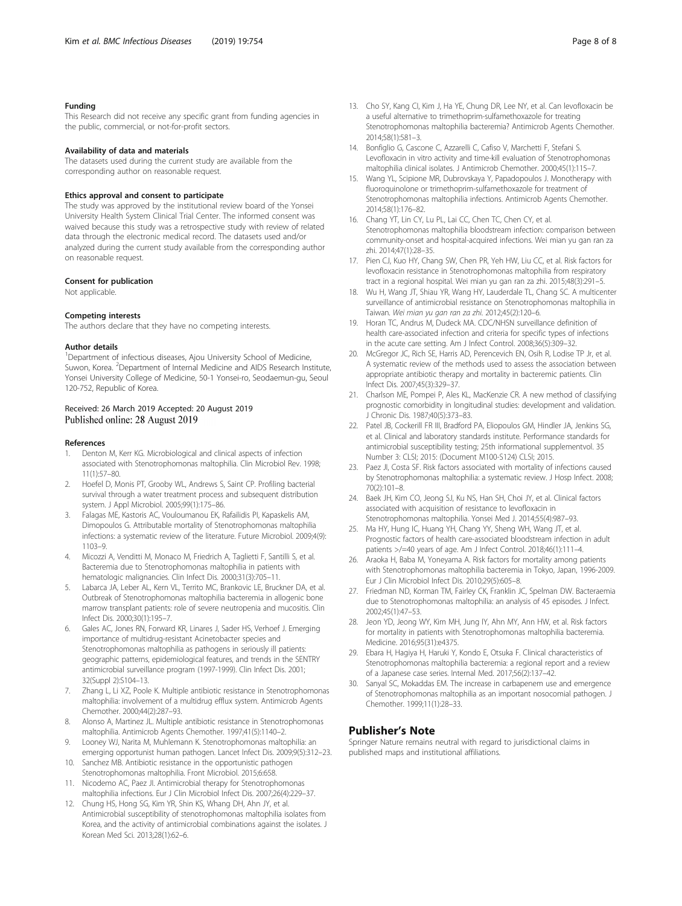#### Funding

This Research did not receive any specific grant from funding agencies in the public, commercial, or not-for-profit sectors.

#### Availability of data and materials

The datasets used during the current study are available from the corresponding author on reasonable request.

#### Ethics approval and consent to participate

The study was approved by the institutional review board of the Yonsei University Health System Clinical Trial Center. The informed consent was waived because this study was a retrospective study with review of related data through the electronic medical record. The datasets used and/or analyzed during the current study available from the corresponding author on reasonable request.

#### Consent for publication

Not applicable.

#### Competing interests

The authors declare that they have no competing interests.

#### Author details

[1]Department of infectious diseases, Ajou University School of Medicine, Suwon, Korea. [2]Department of Internal Medicine and AIDS Research Institute, Yonsei University College of Medicine, 50-1 Yonsei-ro, Seodaemun-gu, Seoul 120-752, Republic of Korea.

Received: 26 March 2019 Accepted: 20 August 2019
Published online: 28 August 2019

#### References

1. Denton M, Kerr KG. Microbiological and clinical aspects of infection associated with Stenotrophomonas maltophilia. Clin Microbiol Rev. 1998; 11(1):57–80.
2. Hoefel D, Monis PT, Grooby WL, Andrews S, Saint CP. Profiling bacterial survival through a water treatment process and subsequent distribution system. J Appl Microbiol. 2005;99(1):175–86.
3. Falagas ME, Kastoris AC, Vouloumanou EK, Rafailidis PI, Kapaskelis AM, Dimopoulos G. Attributable mortality of Stenotrophomonas maltophilia infections: a systematic review of the literature. Future Microbiol. 2009;4(9): 1103–9.
4. Micozzi A, Venditti M, Monaco M, Friedrich A, Taglietti F, Santilli S, et al. Bacteremia due to Stenotrophomonas maltophilia in patients with hematologic malignancies. Clin Infect Dis. 2000;31(3):705–11.
5. Labarca JA, Leber AL, Kern VL, Territo MC, Brankovic LE, Bruckner DA, et al. Outbreak of Stenotrophomonas maltophilia bacteremia in allogenic bone marrow transplant patients: role of severe neutropenia and mucositis. Clin Infect Dis. 2000;30(1):195–7.
6. Gales AC, Jones RN, Forward KR, Linares J, Sader HS, Verhoef J. Emerging importance of multidrug-resistant Acinetobacter species and Stenotrophomonas maltophilia as pathogens in seriously ill patients: geographic patterns, epidemiological features, and trends in the SENTRY antimicrobial surveillance program (1997-1999). Clin Infect Dis. 2001; 32(Suppl 2):S104–13.
7. Zhang L, Li XZ, Poole K. Multiple antibiotic resistance in Stenotrophomonas maltophilia: involvement of a multidrug efflux system. Antimicrob Agents Chemother. 2000;44(2):287–93.
8. Alonso A, Martinez JL. Multiple antibiotic resistance in Stenotrophomonas maltophilia. Antimicrob Agents Chemother. 1997;41(5):1140–2.
9. Looney WJ, Narita M, Muhlemann K. Stenotrophomonas maltophilia: an emerging opportunist human pathogen. Lancet Infect Dis. 2009;9(5):312–23.
10. Sanchez MB. Antibiotic resistance in the opportunistic pathogen Stenotrophomonas maltophilia. Front Microbiol. 2015;6:658.
11. Nicodemo AC, Paez JI. Antimicrobial therapy for Stenotrophomonas maltophilia infections. Eur J Clin Microbiol Infect Dis. 2007;26(4):229–37.
12. Chung HS, Hong SG, Kim YR, Shin KS, Whang DH, Ahn JY, et al. Antimicrobial susceptibility of stenotrophomonas maltophilia isolates from Korea, and the activity of antimicrobial combinations against the isolates. J Korean Med Sci. 2013;28(1):62–6.
13. Cho SY, Kang CI, Kim J, Ha YE, Chung DR, Lee NY, et al. Can levofloxacin be a useful alternative to trimethoprim-sulfamethoxazole for treating Stenotrophomonas maltophilia bacteremia? Antimicrob Agents Chemother. 2014;58(1):581–3.
14. Bonfiglio G, Cascone C, Azzarelli C, Cafiso V, Marchetti F, Stefani S. Levofloxacin in vitro activity and time-kill evaluation of Stenotrophomonas maltophilia clinical isolates. J Antimicrob Chemother. 2000;45(1):115–7.
15. Wang YL, Scipione MR, Dubrovskaya Y, Papadopoulos J. Monotherapy with fluoroquinolone or trimethoprim-sulfamethoxazole for treatment of Stenotrophomonas maltophilia infections. Antimicrob Agents Chemother. 2014;58(1):176–82.
16. Chang YT, Lin CY, Lu PL, Lai CC, Chen TC, Chen CY, et al. Stenotrophomonas maltophilia bloodstream infection: comparison between community-onset and hospital-acquired infections. Wei mian yu gan ran za zhi. 2014;47(1):28–35.
17. Pien CJ, Kuo HY, Chang SW, Chen PR, Yeh HW, Liu CC, et al. Risk factors for levofloxacin resistance in Stenotrophomonas maltophilia from respiratory tract in a regional hospital. Wei mian yu gan ran za zhi. 2015;48(3):291–5.
18. Wu H, Wang JT, Shiau YR, Wang HY, Lauderdale TL, Chang SC. A multicenter surveillance of antimicrobial resistance on Stenotrophomonas maltophilia in Taiwan. *Wei mian yu gan ran za zhi.* 2012;45(2):120–6.
19. Horan TC, Andrus M, Dudeck MA. CDC/NHSN surveillance definition of health care-associated infection and criteria for specific types of infections in the acute care setting. Am J Infect Control. 2008;36(5):309–32.
20. McGregor JC, Rich SE, Harris AD, Perencevich EN, Osih R, Lodise TP Jr, et al. A systematic review of the methods used to assess the association between appropriate antibiotic therapy and mortality in bacteremic patients. Clin Infect Dis. 2007;45(3):329–37.
21. Charlson ME, Pompei P, Ales KL, MacKenzie CR. A new method of classifying prognostic comorbidity in longitudinal studies: development and validation. J Chronic Dis. 1987;40(5):373–83.
22. Patel JB, Cockerill FR III, Bradford PA, Eliopoulos GM, Hindler JA, Jenkins SG, et al. Clinical and laboratory standards institute. Performance standards for antimicrobial susceptibility testing; 25th informational supplementvol. 35 Number 3: CLSI; 2015: (Document M100-S124) CLSI; 2015.
23. Paez JI, Costa SF. Risk factors associated with mortality of infections caused by Stenotrophomonas maltophilia: a systematic review. J Hosp Infect. 2008; 70(2):101–8.
24. Baek JH, Kim CO, Jeong SJ, Ku NS, Han SH, Choi JY, et al. Clinical factors associated with acquisition of resistance to levofloxacin in Stenotrophomonas maltophilia. Yonsei Med J. 2014;55(4):987–93.
25. Ma HY, Hung IC, Huang YH, Chang YY, Sheng WH, Wang JT, et al. Prognostic factors of health care-associated bloodstream infection in adult patients >/=40 years of age. Am J Infect Control. 2018;46(1):111–4.
26. Araoka H, Baba M, Yoneyama A. Risk factors for mortality among patients with Stenotrophomonas maltophilia bacteremia in Tokyo, Japan, 1996-2009. Eur J Clin Microbiol Infect Dis. 2010;29(5):605–8.
27. Friedman ND, Korman TM, Fairley CK, Franklin JC, Spelman DW. Bacteraemia due to Stenotrophomonas maltophilia: an analysis of 45 episodes. J Infect. 2002;45(1):47–53.
28. Jeon YD, Jeong WY, Kim MH, Jung IY, Ahn MY, Ann HW, et al. Risk factors for mortality in patients with Stenotrophomonas maltophilia bacteremia. Medicine. 2016;95(31):e4375.
29. Ebara H, Hagiya H, Haruki Y, Kondo E, Otsuka F. Clinical characteristics of Stenotrophomonas maltophilia bacteremia: a regional report and a review of a Japanese case series. Internal Med. 2017;56(2):137–42.
30. Sanyal SC, Mokaddas EM. The increase in carbapenem use and emergence of Stenotrophomonas maltophilia as an important nosocomial pathogen. J Chemother. 1999;11(1):28–33.

## Publisher's Note

Springer Nature remains neutral with regard to jurisdictional claims in published maps and institutional affiliations.